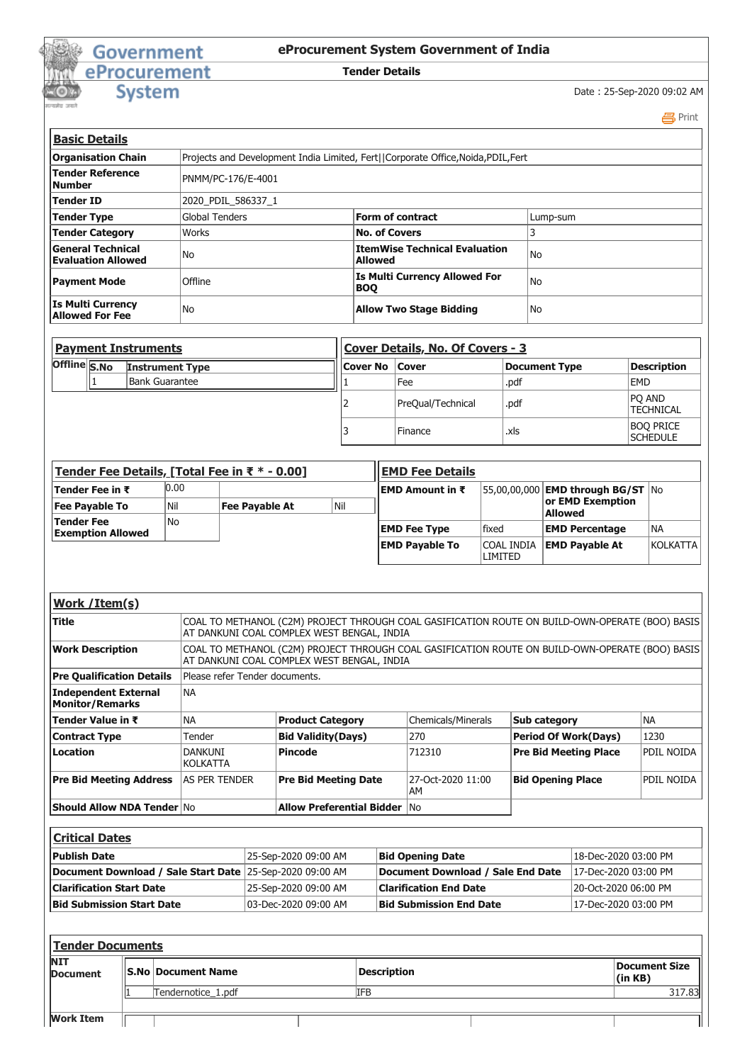# eProcurement System Government of India

**Tender Details**

Date : 25-Sep-2020 09:02 AM

Print

## Basic Details

| | | | |
|---|---|---|---|
| **Organisation Chain** | Projects and Development India Limited, Fert\|\|Corporate Office,Noida,PDIL,Fert | | |
| **Tender Reference Number** | PNMM/PC-176/E-4001 | | |
| **Tender ID** | 2020_PDIL_586337_1 | | |
| **Tender Type** | Global Tenders | **Form of contract** | Lump-sum |
| **Tender Category** | Works | **No. of Covers** | 3 |
| **General Technical Evaluation Allowed** | No | **ItemWise Technical Evaluation Allowed** | No |
| **Payment Mode** | Offline | **Is Multi Currency Allowed For BOQ** | No |
| **Is Multi Currency Allowed For Fee** | No | **Allow Two Stage Bidding** | No |

## Payment Instruments

| Offline | S.No | Instrument Type |
|---|---|---|
| | 1 | Bank Guarantee |

## Cover Details, No. Of Covers - 3

| Cover No | Cover | Document Type | Description |
|---|---|---|---|
| 1 | Fee | .pdf | EMD |
| 2 | PreQual/Technical | .pdf | PQ AND TECHNICAL |
| 3 | Finance | .xls | BOQ PRICE SCHEDULE |

## Tender Fee Details, [Total Fee in ₹ * - 0.00]

| | | | |
|---|---|---|---|
| **Tender Fee in ₹** | 0.00 | | |
| **Fee Payable To** | Nil | **Fee Payable At** | Nil |
| **Tender Fee Exemption Allowed** | No | | |

## EMD Fee Details

| | | | |
|---|---|---|---|
| **EMD Amount in ₹** | 55,00,00,000 | **EMD through BG/ST or EMD Exemption Allowed** | No |
| **EMD Fee Type** | fixed | **EMD Percentage** | NA |
| **EMD Payable To** | COAL INDIA LIMITED | **EMD Payable At** | KOLKATTA |

## Work /Item(s)

| | | | | | |
|---|---|---|---|---|---|
| **Title** | COAL TO METHANOL (C2M) PROJECT THROUGH COAL GASIFICATION ROUTE ON BUILD-OWN-OPERATE (BOO) BASIS AT DANKUNI COAL COMPLEX WEST BENGAL, INDIA | | | | |
| **Work Description** | COAL TO METHANOL (C2M) PROJECT THROUGH COAL GASIFICATION ROUTE ON BUILD-OWN-OPERATE (BOO) BASIS AT DANKUNI COAL COMPLEX WEST BENGAL, INDIA | | | | |
| **Pre Qualification Details** | Please refer Tender documents. | | | | |
| **Independent External Monitor/Remarks** | NA | | | | |
| **Tender Value in ₹** | NA | **Product Category** | Chemicals/Minerals | **Sub category** | NA |
| **Contract Type** | Tender | **Bid Validity(Days)** | 270 | **Period Of Work(Days)** | 1230 |
| **Location** | DANKUNI KOLKATTA | **Pincode** | 712310 | **Pre Bid Meeting Place** | PDIL NOIDA |
| **Pre Bid Meeting Address** | AS PER TENDER | **Pre Bid Meeting Date** | 27-Oct-2020 11:00 AM | **Bid Opening Place** | PDIL NOIDA |
| **Should Allow NDA Tender** | No | **Allow Preferential Bidder** | No | | |

## Critical Dates

| | | | |
|---|---|---|---|
| **Publish Date** | 25-Sep-2020 09:00 AM | **Bid Opening Date** | 18-Dec-2020 03:00 PM |
| **Document Download / Sale Start Date** | 25-Sep-2020 09:00 AM | **Document Download / Sale End Date** | 17-Dec-2020 03:00 PM |
| **Clarification Start Date** | 25-Sep-2020 09:00 AM | **Clarification End Date** | 20-Oct-2020 06:00 PM |
| **Bid Submission Start Date** | 03-Dec-2020 09:00 AM | **Bid Submission End Date** | 17-Dec-2020 03:00 PM |

## Tender Documents

| | S.No | Document Name | Description | Document Size (in KB) |
|---|---|---|---|---|
| **NIT Document** | 1 | Tendernotice_1.pdf | IFB | 317.83 |
| **Work Item** | | | | |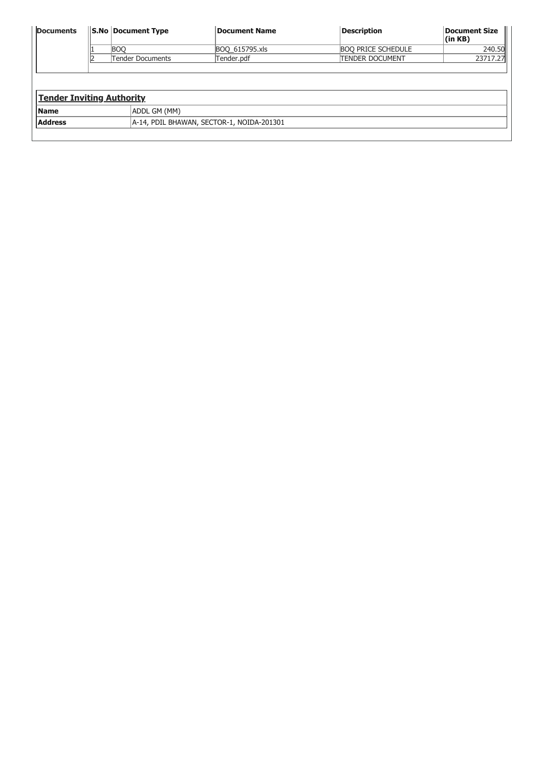| Documents | S.No | Document Type | Document Name | Description | Document Size (in KB) |
|---|---|---|---|---|---|
| | 1 | BOQ | BOQ_615795.xls | BOQ PRICE SCHEDULE | 240.50 |
| | 2 | Tender Documents | Tender.pdf | TENDER DOCUMENT | 23717.27 |

## Tender Inviting Authority

| | |
|---|---|
| **Name** | ADDL GM (MM) |
| **Address** | A-14, PDIL BHAWAN, SECTOR-1, NOIDA-201301 |